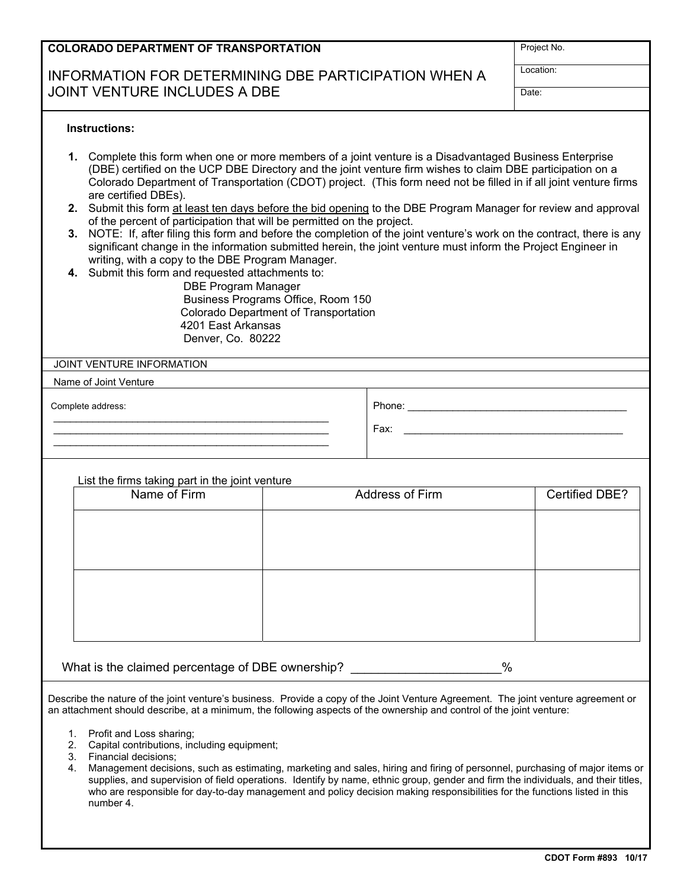**COLORADO DEPARTMENT OF TRANSPORTATION**

# INFORMATION FOR DETERMINING DBE PARTICIPATION WHEN A JOINT VENTURE INCLUDES A DBE

| Project No. |
|---|
| Location: |
| Date: |

**Instructions:**

1. Complete this form when one or more members of a joint venture is a Disadvantaged Business Enterprise (DBE) certified on the UCP DBE Directory and the joint venture firm wishes to claim DBE participation on a Colorado Department of Transportation (CDOT) project. (This form need not be filled in if all joint venture firms are certified DBEs).
2. Submit this form at least ten days before the bid opening to the DBE Program Manager for review and approval of the percent of participation that will be permitted on the project.
3. NOTE: If, after filing this form and before the completion of the joint venture's work on the contract, there is any significant change in the information submitted herein, the joint venture must inform the Project Engineer in writing, with a copy to the DBE Program Manager.
4. Submit this form and requested attachments to:

   DBE Program Manager
   Business Programs Office, Room 150
   Colorado Department of Transportation
   4201 East Arkansas
   Denver, Co. 80222

JOINT VENTURE INFORMATION

Name of Joint Venture

Complete address:
______________________________________________
______________________________________________
______________________________________________

Phone: ______________________________________

Fax: ______________________________________

List the firms taking part in the joint venture

| Name of Firm | Address of Firm | Certified DBE? |
|---|---|---|
| | | |
| | | |

What is the claimed percentage of DBE ownership? ____________________%

Describe the nature of the joint venture's business. Provide a copy of the Joint Venture Agreement. The joint venture agreement or an attachment should describe, at a minimum, the following aspects of the ownership and control of the joint venture:

1. Profit and Loss sharing;
2. Capital contributions, including equipment;
3. Financial decisions;
4. Management decisions, such as estimating, marketing and sales, hiring and firing of personnel, purchasing of major items or supplies, and supervision of field operations. Identify by name, ethnic group, gender and firm the individuals, and their titles, who are responsible for day-to-day management and policy decision making responsibilities for the functions listed in this number 4.

**CDOT Form #893 10/17**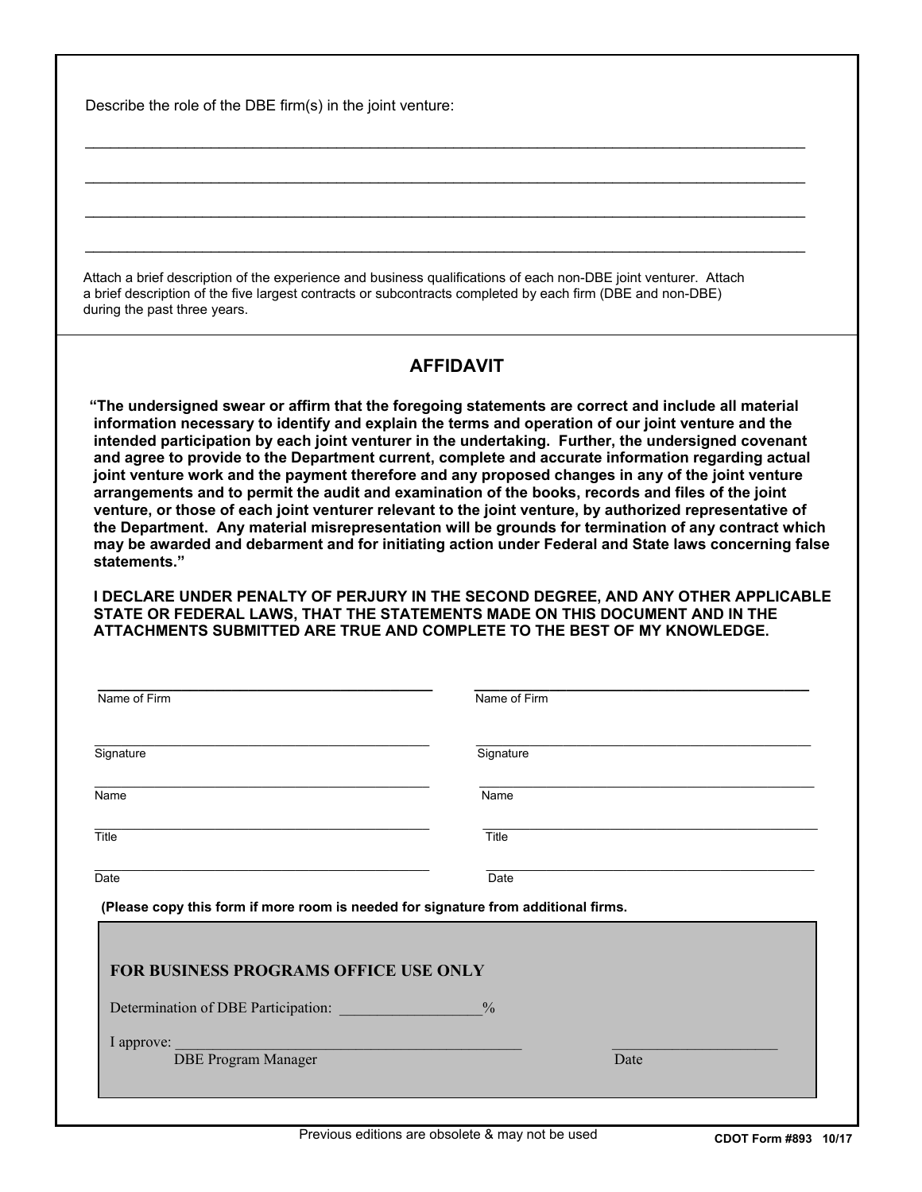Describe the role of the DBE firm(s) in the joint venture:

\_\_\_\_\_\_\_\_\_\_\_\_\_\_\_\_\_\_\_\_\_\_\_\_\_\_\_\_\_\_\_\_\_\_\_\_\_\_\_\_\_\_\_\_\_\_\_\_\_\_\_\_\_\_\_\_\_\_\_\_\_\_\_\_\_\_\_\_\_\_\_\_\_\_\_\_\_\_

\_\_\_\_\_\_\_\_\_\_\_\_\_\_\_\_\_\_\_\_\_\_\_\_\_\_\_\_\_\_\_\_\_\_\_\_\_\_\_\_\_\_\_\_\_\_\_\_\_\_\_\_\_\_\_\_\_\_\_\_\_\_\_\_\_\_\_\_\_\_\_\_\_\_\_\_\_\_

\_\_\_\_\_\_\_\_\_\_\_\_\_\_\_\_\_\_\_\_\_\_\_\_\_\_\_\_\_\_\_\_\_\_\_\_\_\_\_\_\_\_\_\_\_\_\_\_\_\_\_\_\_\_\_\_\_\_\_\_\_\_\_\_\_\_\_\_\_\_\_\_\_\_\_\_\_\_

\_\_\_\_\_\_\_\_\_\_\_\_\_\_\_\_\_\_\_\_\_\_\_\_\_\_\_\_\_\_\_\_\_\_\_\_\_\_\_\_\_\_\_\_\_\_\_\_\_\_\_\_\_\_\_\_\_\_\_\_\_\_\_\_\_\_\_\_\_\_\_\_\_\_\_\_\_\_

Attach a brief description of the experience and business qualifications of each non-DBE joint venturer. Attach a brief description of the five largest contracts or subcontracts completed by each firm (DBE and non-DBE) during the past three years.

## AFFIDAVIT

**"The undersigned swear or affirm that the foregoing statements are correct and include all material information necessary to identify and explain the terms and operation of our joint venture and the intended participation by each joint venturer in the undertaking. Further, the undersigned covenant and agree to provide to the Department current, complete and accurate information regarding actual joint venture work and the payment therefore and any proposed changes in any of the joint venture arrangements and to permit the audit and examination of the books, records and files of the joint venture, or those of each joint venturer relevant to the joint venture, by authorized representative of the Department. Any material misrepresentation will be grounds for termination of any contract which may be awarded and debarment and for initiating action under Federal and State laws concerning false statements."**

**I DECLARE UNDER PENALTY OF PERJURY IN THE SECOND DEGREE, AND ANY OTHER APPLICABLE STATE OR FEDERAL LAWS, THAT THE STATEMENTS MADE ON THIS DOCUMENT AND IN THE ATTACHMENTS SUBMITTED ARE TRUE AND COMPLETE TO THE BEST OF MY KNOWLEDGE.**

| | |
|---|---|
| Name of Firm | Name of Firm |
| Signature | Signature |
| Name | Name |
| Title | Title |
| Date | Date |

**(Please copy this form if more room is needed for signature from additional firms.**

**FOR BUSINESS PROGRAMS OFFICE USE ONLY**

Determination of DBE Participation: \_\_\_\_\_\_\_\_\_\_\_\_\_\_\_\_\_\_%

I approve: \_\_\_\_\_\_\_\_\_\_\_\_\_\_\_\_\_\_\_\_\_\_\_\_\_\_\_\_\_\_\_\_\_\_\_\_\_\_\_\_\_\_\_\_ \_\_\_\_\_\_\_\_\_\_\_\_\_\_\_\_\_\_\_\_\_\_

DBE Program Manager — Date

Previous editions are obsolete & may not be used

CDOT Form #893 10/17